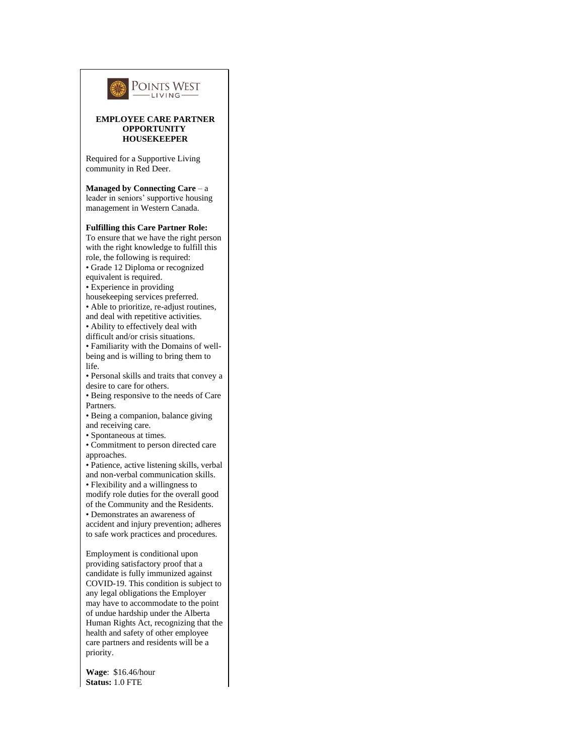POINTS WEST LIVING

**EMPLOYEE CARE PARTNER OPPORTUNITY HOUSEKEEPER**

Required for a Supportive Living community in Red Deer.

**Managed by Connecting Care** – a leader in seniors' supportive housing management in Western Canada.

**Fulfilling this Care Partner Role:**
To ensure that we have the right person with the right knowledge to fulfill this role, the following is required:

- Grade 12 Diploma or recognized equivalent is required.
- Experience in providing housekeeping services preferred.
- Able to prioritize, re-adjust routines, and deal with repetitive activities.
- Ability to effectively deal with difficult and/or crisis situations.
- Familiarity with the Domains of well-being and is willing to bring them to life.
- Personal skills and traits that convey a desire to care for others.
- Being responsive to the needs of Care Partners.
- Being a companion, balance giving and receiving care.
- Spontaneous at times.
- Commitment to person directed care approaches.
- Patience, active listening skills, verbal and non-verbal communication skills.
- Flexibility and a willingness to modify role duties for the overall good of the Community and the Residents.
- Demonstrates an awareness of accident and injury prevention; adheres to safe work practices and procedures.

Employment is conditional upon providing satisfactory proof that a candidate is fully immunized against COVID-19. This condition is subject to any legal obligations the Employer may have to accommodate to the point of undue hardship under the Alberta Human Rights Act, recognizing that the health and safety of other employee care partners and residents will be a priority.

**Wage**: $16.46/hour
**Status:** 1.0 FTE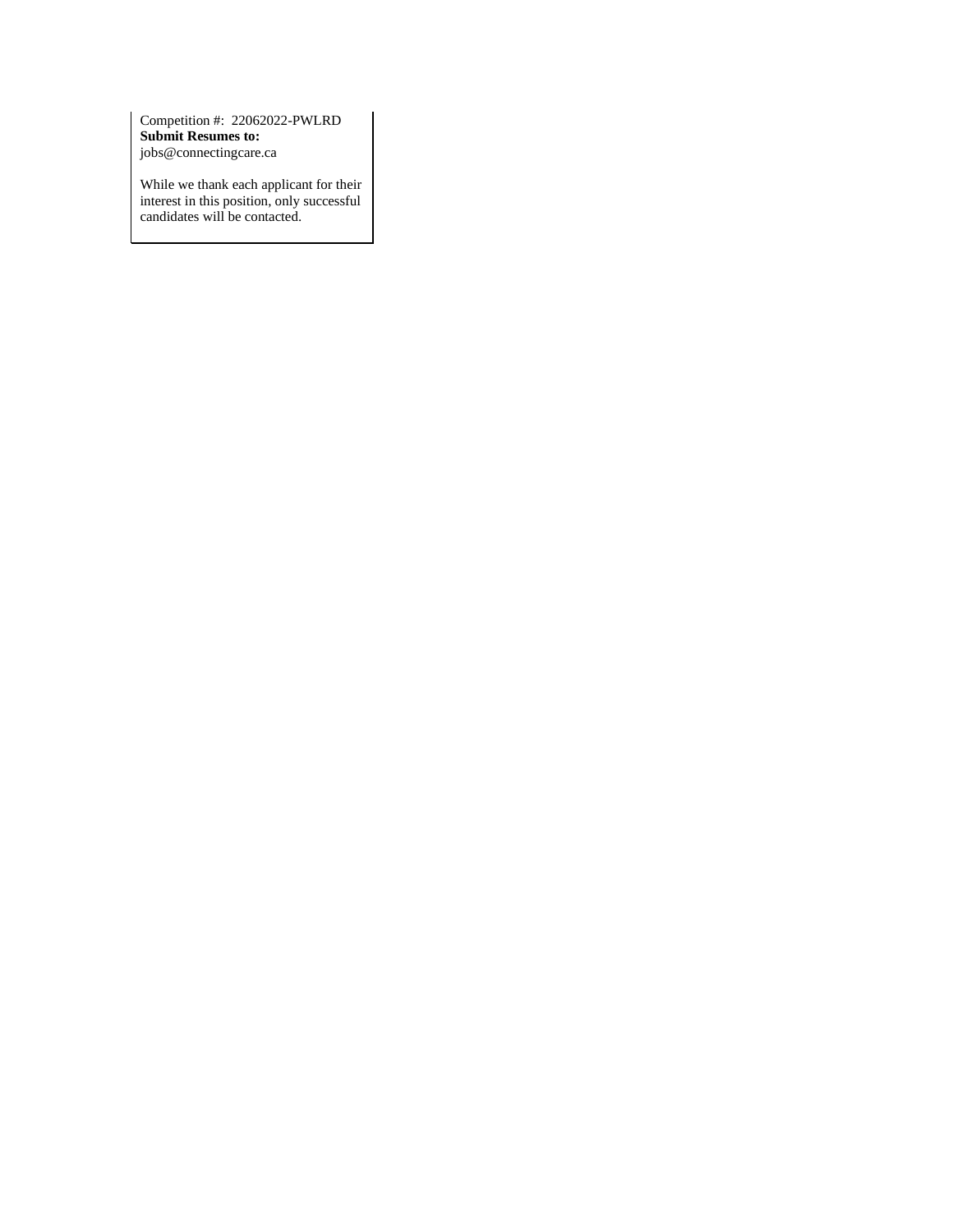Competition #: 22062022-PWLRD
**Submit Resumes to:**
jobs@connectingcare.ca

While we thank each applicant for their interest in this position, only successful candidates will be contacted.